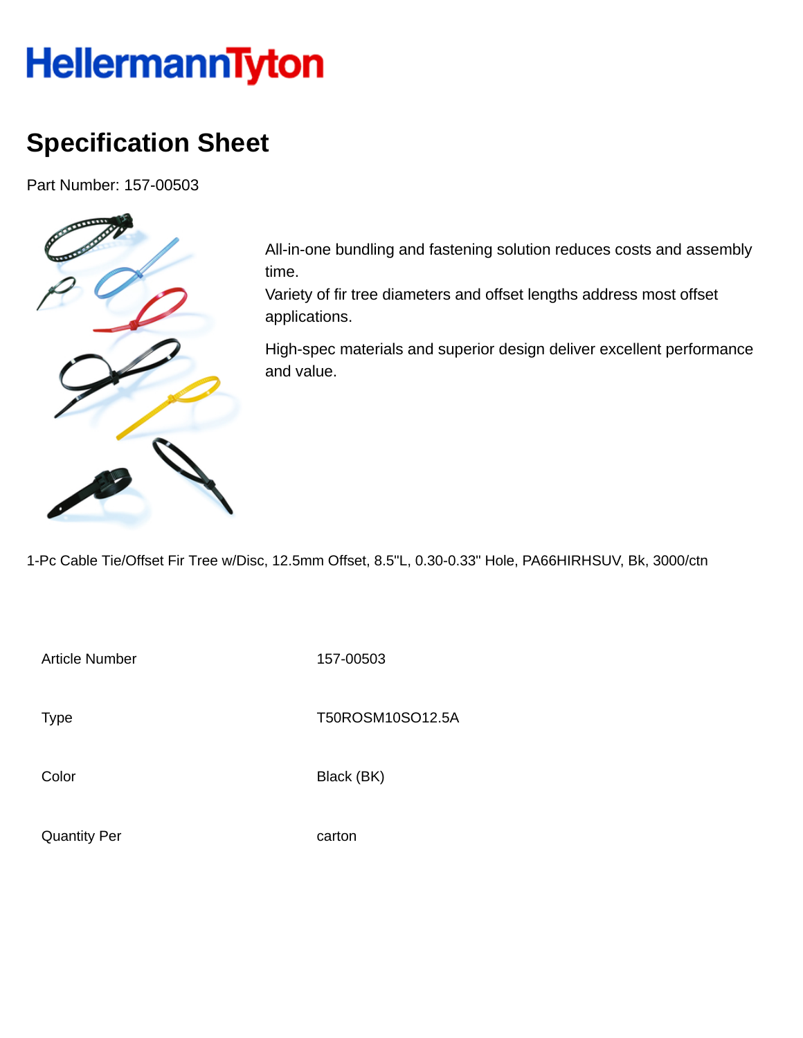HellermannTyton

# Specification Sheet

Part Number: 157-00503

All-in-one bundling and fastening solution reduces costs and assembly time.
Variety of fir tree diameters and offset lengths address most offset applications.

High-spec materials and superior design deliver excellent performance and value.

1-Pc Cable Tie/Offset Fir Tree w/Disc, 12.5mm Offset, 8.5"L, 0.30-0.33" Hole, PA66HIRHSUV, Bk, 3000/ctn

| | |
|---|---|
| Article Number | 157-00503 |
| Type | T50ROSM10SO12.5A |
| Color | Black (BK) |
| Quantity Per | carton |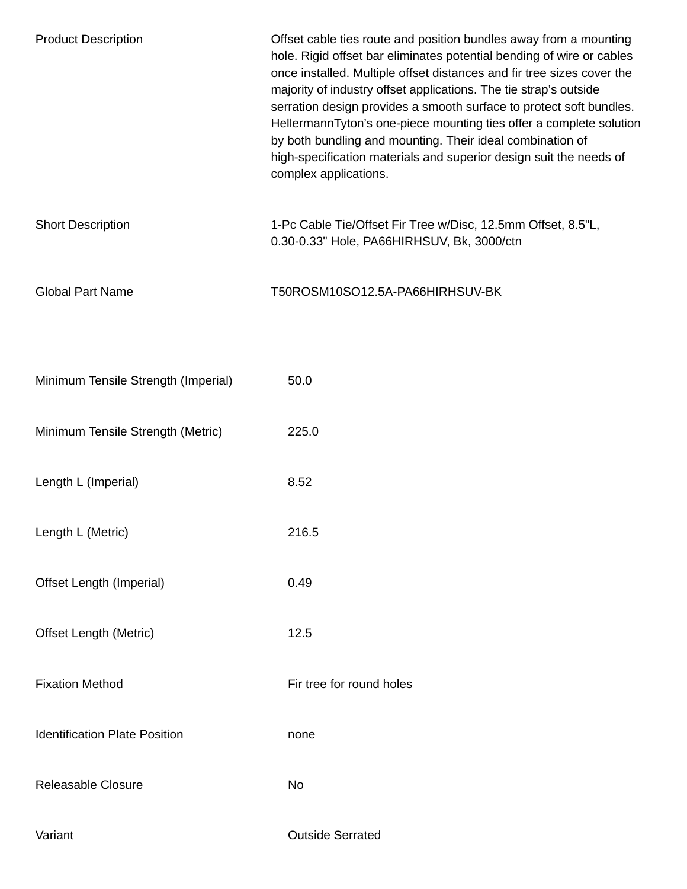| | |
|---|---|
| Product Description | Offset cable ties route and position bundles away from a mounting hole. Rigid offset bar eliminates potential bending of wire or cables once installed. Multiple offset distances and fir tree sizes cover the majority of industry offset applications. The tie strap's outside serration design provides a smooth surface to protect soft bundles. HellermannTyton's one-piece mounting ties offer a complete solution by both bundling and mounting. Their ideal combination of high-specification materials and superior design suit the needs of complex applications. |
| Short Description | 1-Pc Cable Tie/Offset Fir Tree w/Disc, 12.5mm Offset, 8.5"L, 0.30-0.33" Hole, PA66HIRHSUV, Bk, 3000/ctn |
| Global Part Name | T50ROSM10SO12.5A-PA66HIRHSUV-BK |

| | |
|---|---|
| Minimum Tensile Strength (Imperial) | 50.0 |
| Minimum Tensile Strength (Metric) | 225.0 |
| Length L (Imperial) | 8.52 |
| Length L (Metric) | 216.5 |
| Offset Length (Imperial) | 0.49 |
| Offset Length (Metric) | 12.5 |
| Fixation Method | Fir tree for round holes |
| Identification Plate Position | none |
| Releasable Closure | No |
| Variant | Outside Serrated |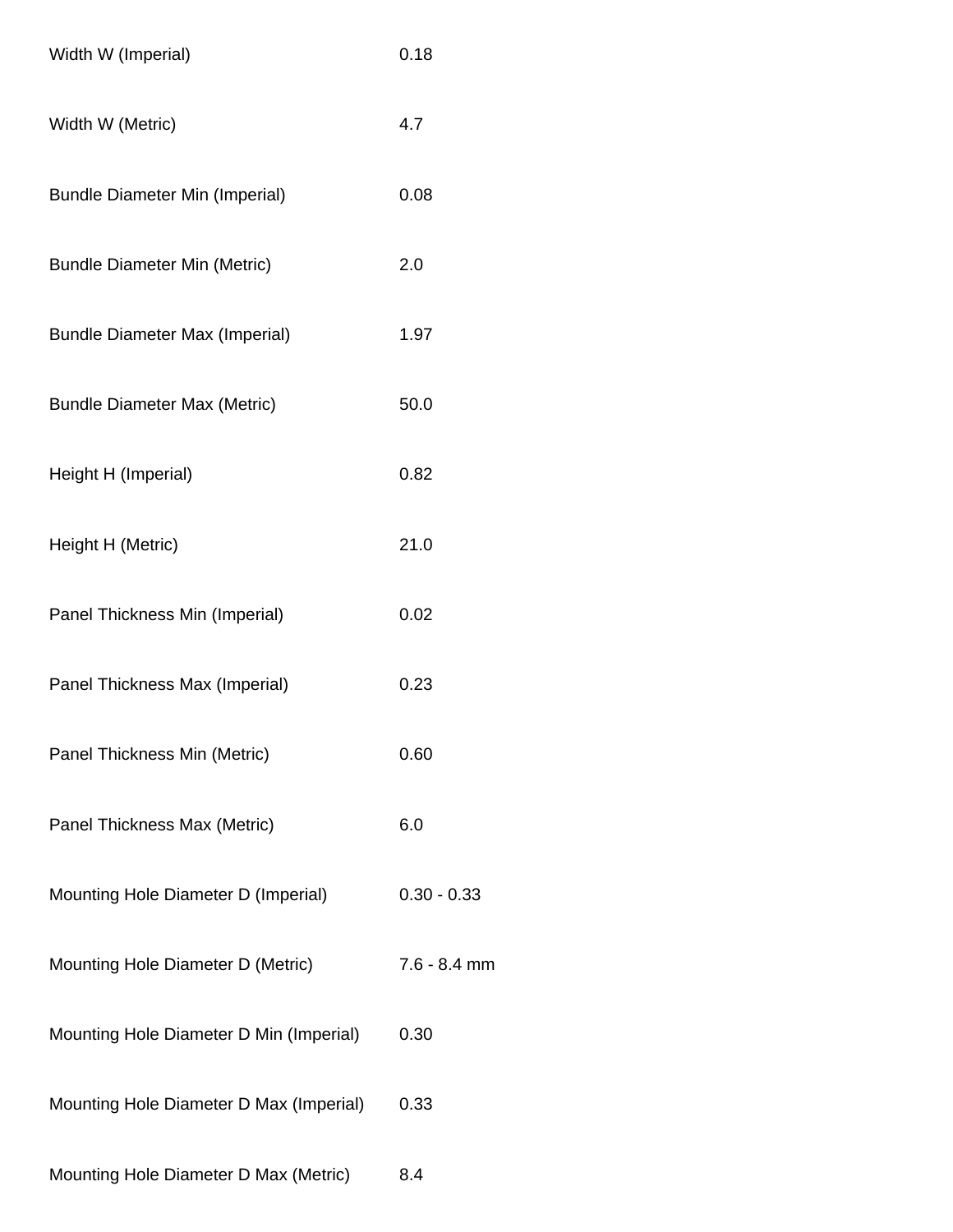| | |
|---|---|
| Width W (Imperial) | 0.18 |
| Width W (Metric) | 4.7 |
| Bundle Diameter Min (Imperial) | 0.08 |
| Bundle Diameter Min (Metric) | 2.0 |
| Bundle Diameter Max (Imperial) | 1.97 |
| Bundle Diameter Max (Metric) | 50.0 |
| Height H (Imperial) | 0.82 |
| Height H (Metric) | 21.0 |
| Panel Thickness Min (Imperial) | 0.02 |
| Panel Thickness Max (Imperial) | 0.23 |
| Panel Thickness Min (Metric) | 0.60 |
| Panel Thickness Max (Metric) | 6.0 |
| Mounting Hole Diameter D (Imperial) | 0.30 - 0.33 |
| Mounting Hole Diameter D (Metric) | 7.6 - 8.4 mm |
| Mounting Hole Diameter D Min (Imperial) | 0.30 |
| Mounting Hole Diameter D Max (Imperial) | 0.33 |
| Mounting Hole Diameter D Max (Metric) | 8.4 |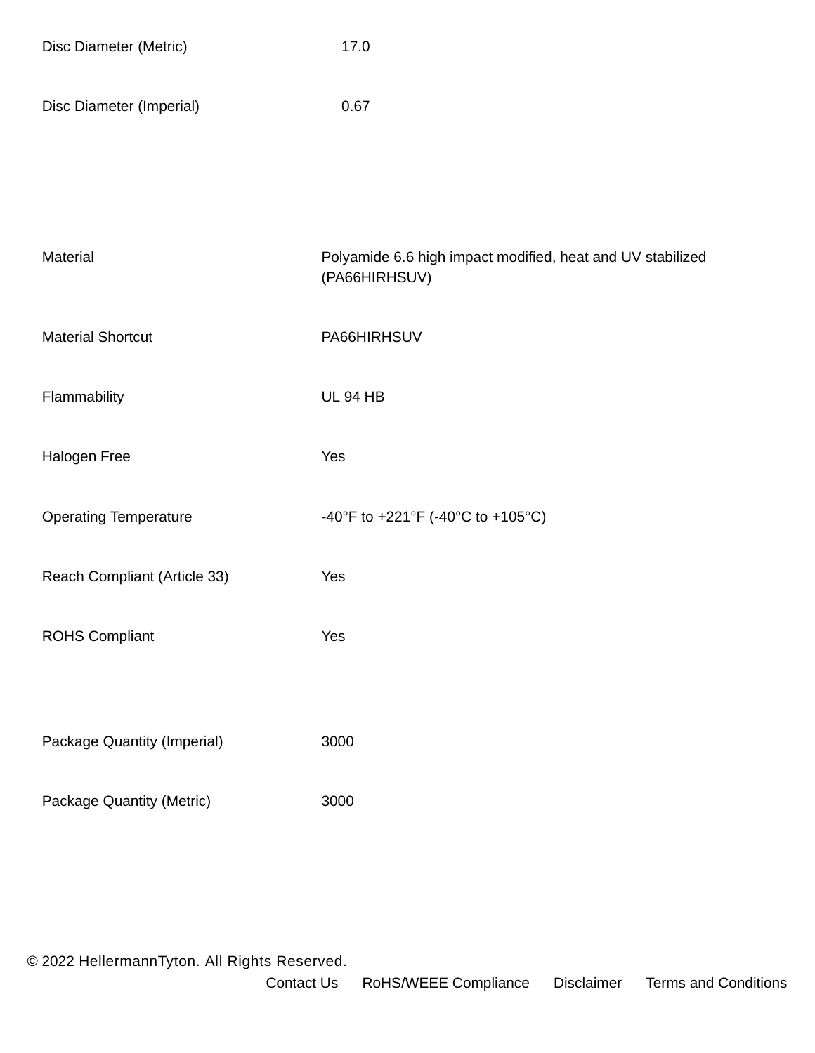| | |
|---|---|
| Disc Diameter (Metric) | 17.0 |
| Disc Diameter (Imperial) | 0.67 |

| | |
|---|---|
| Material | Polyamide 6.6 high impact modified, heat and UV stabilized (PA66HIRHSUV) |
| Material Shortcut | PA66HIRHSUV |
| Flammability | UL 94 HB |
| Halogen Free | Yes |
| Operating Temperature | -40°F to +221°F (-40°C to +105°C) |
| Reach Compliant (Article 33) | Yes |
| ROHS Compliant | Yes |

| | |
|---|---|
| Package Quantity (Imperial) | 3000 |
| Package Quantity (Metric) | 3000 |

© 2022 HellermannTyton. All Rights Reserved.

Contact Us RoHS/WEEE Compliance Disclaimer Terms and Conditions